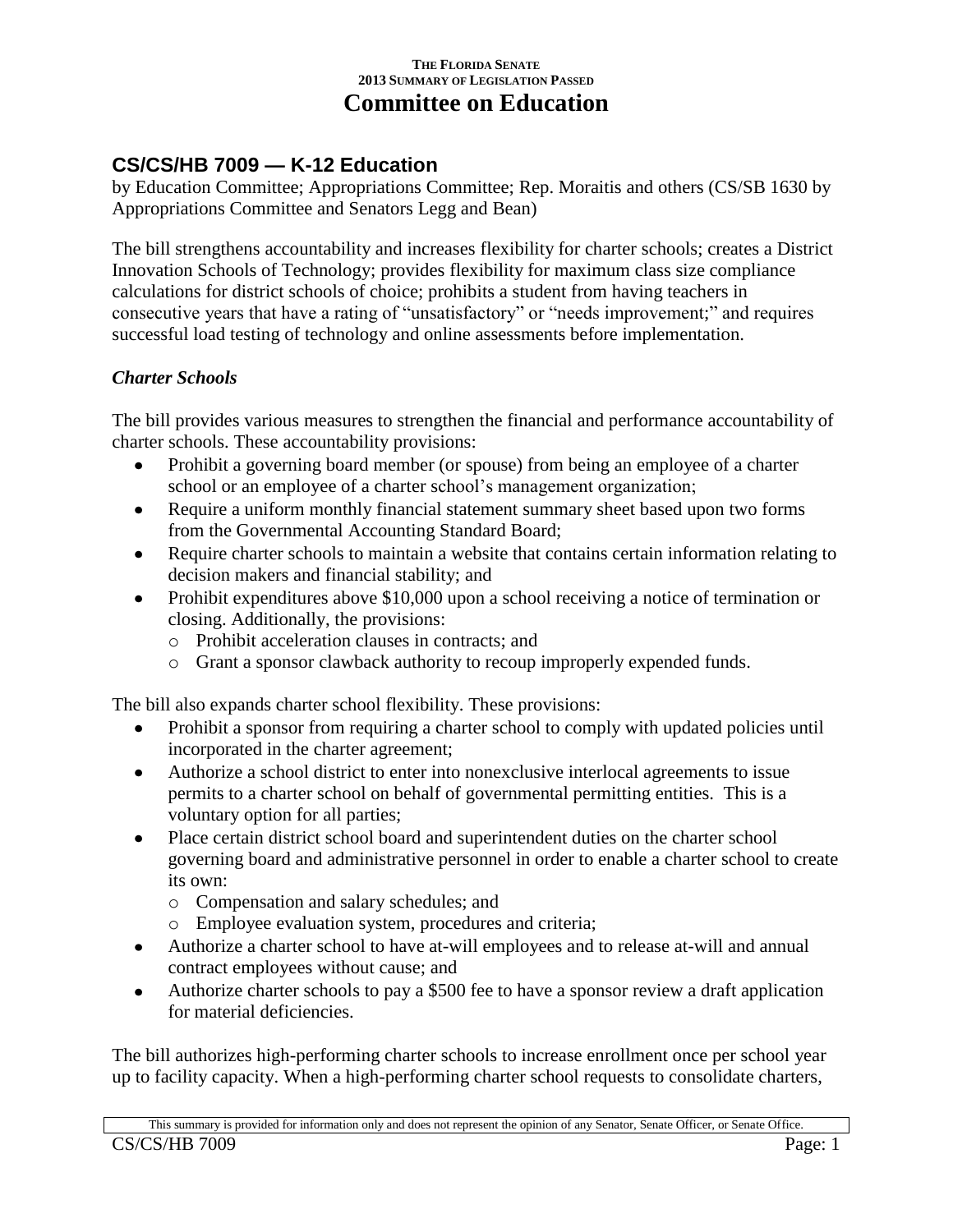THE FLORIDA SENATE
2013 SUMMARY OF LEGISLATION PASSED

# Committee on Education

## CS/CS/HB 7009 — K-12 Education

by Education Committee; Appropriations Committee; Rep. Moraitis and others (CS/SB 1630 by Appropriations Committee and Senators Legg and Bean)

The bill strengthens accountability and increases flexibility for charter schools; creates a District Innovation Schools of Technology; provides flexibility for maximum class size compliance calculations for district schools of choice; prohibits a student from having teachers in consecutive years that have a rating of "unsatisfactory" or "needs improvement;" and requires successful load testing of technology and online assessments before implementation.

### *Charter Schools*

The bill provides various measures to strengthen the financial and performance accountability of charter schools. These accountability provisions:

- Prohibit a governing board member (or spouse) from being an employee of a charter school or an employee of a charter school's management organization;
- Require a uniform monthly financial statement summary sheet based upon two forms from the Governmental Accounting Standard Board;
- Require charter schools to maintain a website that contains certain information relating to decision makers and financial stability; and
- Prohibit expenditures above $10,000 upon a school receiving a notice of termination or closing. Additionally, the provisions:
  - Prohibit acceleration clauses in contracts; and
  - Grant a sponsor clawback authority to recoup improperly expended funds.

The bill also expands charter school flexibility. These provisions:

- Prohibit a sponsor from requiring a charter school to comply with updated policies until incorporated in the charter agreement;
- Authorize a school district to enter into nonexclusive interlocal agreements to issue permits to a charter school on behalf of governmental permitting entities. This is a voluntary option for all parties;
- Place certain district school board and superintendent duties on the charter school governing board and administrative personnel in order to enable a charter school to create its own:
  - Compensation and salary schedules; and
  - Employee evaluation system, procedures and criteria;
- Authorize a charter school to have at-will employees and to release at-will and annual contract employees without cause; and
- Authorize charter schools to pay a $500 fee to have a sponsor review a draft application for material deficiencies.

The bill authorizes high-performing charter schools to increase enrollment once per school year up to facility capacity. When a high-performing charter school requests to consolidate charters,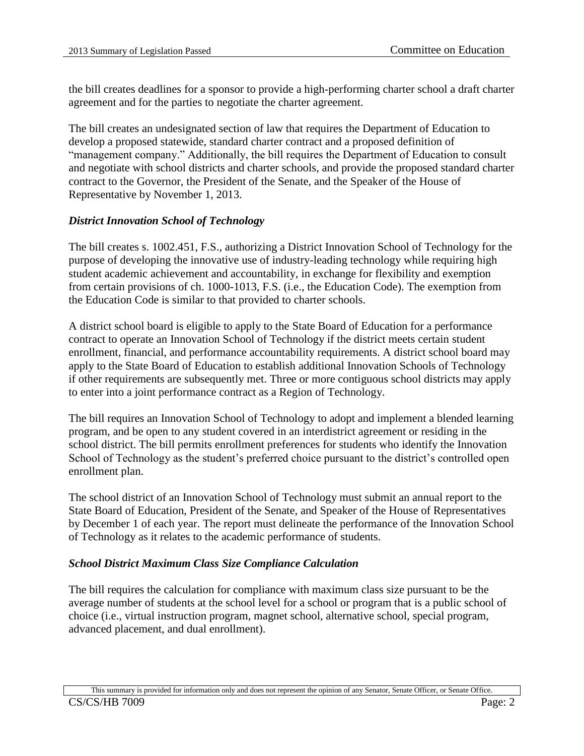the bill creates deadlines for a sponsor to provide a high-performing charter school a draft charter agreement and for the parties to negotiate the charter agreement.

The bill creates an undesignated section of law that requires the Department of Education to develop a proposed statewide, standard charter contract and a proposed definition of "management company." Additionally, the bill requires the Department of Education to consult and negotiate with school districts and charter schools, and provide the proposed standard charter contract to the Governor, the President of the Senate, and the Speaker of the House of Representative by November 1, 2013.

### *District Innovation School of Technology*

The bill creates s. 1002.451, F.S., authorizing a District Innovation School of Technology for the purpose of developing the innovative use of industry-leading technology while requiring high student academic achievement and accountability, in exchange for flexibility and exemption from certain provisions of ch. 1000-1013, F.S. (i.e., the Education Code). The exemption from the Education Code is similar to that provided to charter schools.

A district school board is eligible to apply to the State Board of Education for a performance contract to operate an Innovation School of Technology if the district meets certain student enrollment, financial, and performance accountability requirements. A district school board may apply to the State Board of Education to establish additional Innovation Schools of Technology if other requirements are subsequently met. Three or more contiguous school districts may apply to enter into a joint performance contract as a Region of Technology.

The bill requires an Innovation School of Technology to adopt and implement a blended learning program, and be open to any student covered in an interdistrict agreement or residing in the school district. The bill permits enrollment preferences for students who identify the Innovation School of Technology as the student's preferred choice pursuant to the district's controlled open enrollment plan.

The school district of an Innovation School of Technology must submit an annual report to the State Board of Education, President of the Senate, and Speaker of the House of Representatives by December 1 of each year. The report must delineate the performance of the Innovation School of Technology as it relates to the academic performance of students.

### *School District Maximum Class Size Compliance Calculation*

The bill requires the calculation for compliance with maximum class size pursuant to be the average number of students at the school level for a school or program that is a public school of choice (i.e., virtual instruction program, magnet school, alternative school, special program, advanced placement, and dual enrollment).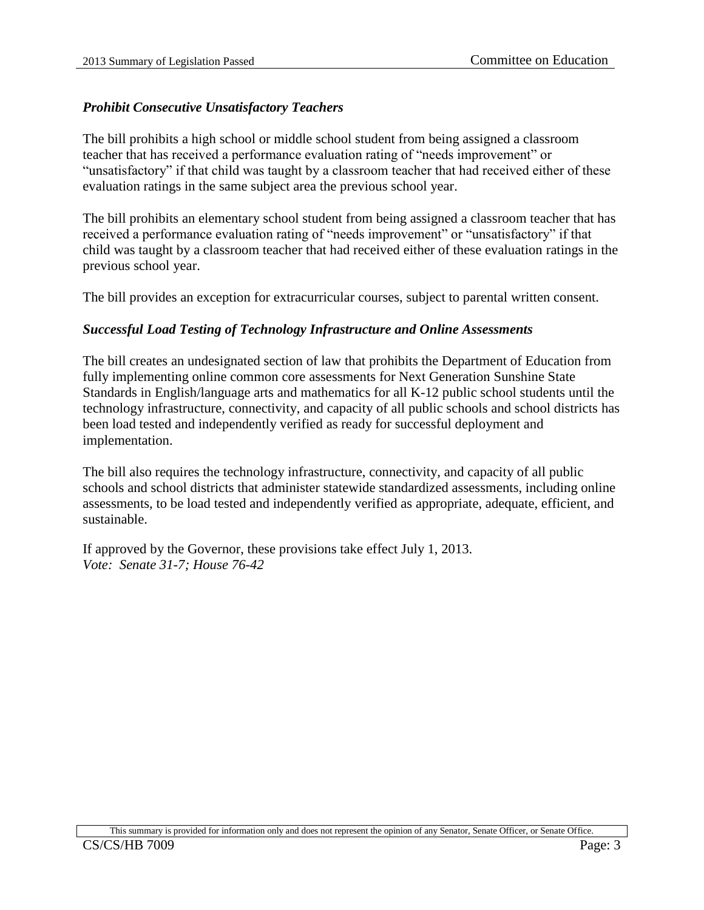### *Prohibit Consecutive Unsatisfactory Teachers*

The bill prohibits a high school or middle school student from being assigned a classroom teacher that has received a performance evaluation rating of "needs improvement" or "unsatisfactory" if that child was taught by a classroom teacher that had received either of these evaluation ratings in the same subject area the previous school year.

The bill prohibits an elementary school student from being assigned a classroom teacher that has received a performance evaluation rating of "needs improvement" or "unsatisfactory" if that child was taught by a classroom teacher that had received either of these evaluation ratings in the previous school year.

The bill provides an exception for extracurricular courses, subject to parental written consent.

### *Successful Load Testing of Technology Infrastructure and Online Assessments*

The bill creates an undesignated section of law that prohibits the Department of Education from fully implementing online common core assessments for Next Generation Sunshine State Standards in English/language arts and mathematics for all K-12 public school students until the technology infrastructure, connectivity, and capacity of all public schools and school districts has been load tested and independently verified as ready for successful deployment and implementation.

The bill also requires the technology infrastructure, connectivity, and capacity of all public schools and school districts that administer statewide standardized assessments, including online assessments, to be load tested and independently verified as appropriate, adequate, efficient, and sustainable.

If approved by the Governor, these provisions take effect July 1, 2013.
*Vote: Senate 31-7; House 76-42*

This summary is provided for information only and does not represent the opinion of any Senator, Senate Officer, or Senate Office.

CS/CS/HB 7009